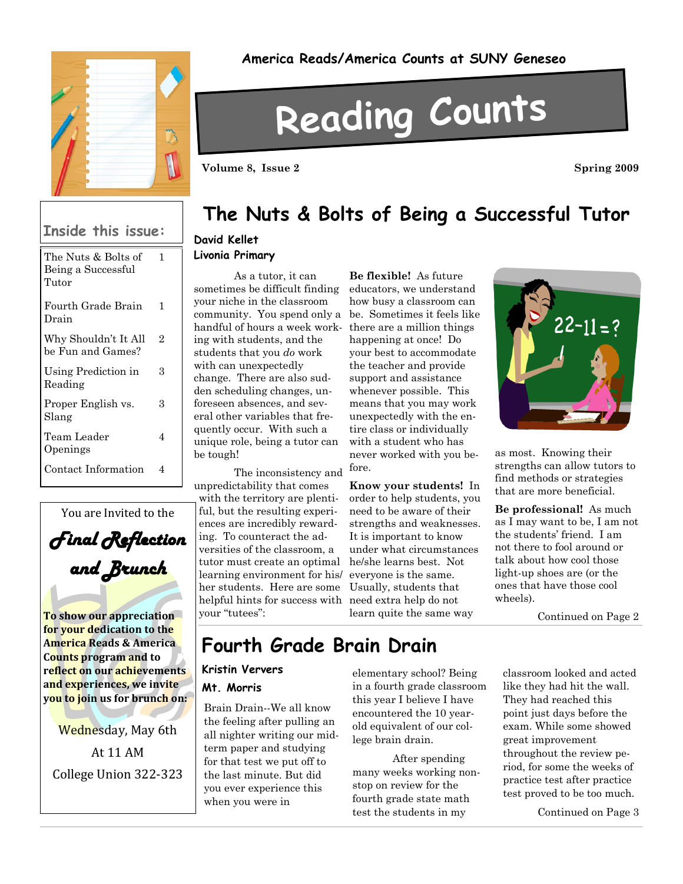America Reads/America Counts at SUNY Geneseo

# Reading Counts

Volume 8, Issue 2 — Spring 2009

## Inside this issue:

| | |
|---|---|
| The Nuts & Bolts of Being a Successful Tutor | 1 |
| Fourth Grade Brain Drain | 1 |
| Why Shouldn't It All be Fun and Games? | 2 |
| Using Prediction in Reading | 3 |
| Proper English vs. Slang | 3 |
| Team Leader Openings | 4 |
| Contact Information | 4 |

You are Invited to the

***Final Reflection and Brunch***

**To show our appreciation for your dedication to the America Reads & America Counts program and to reflect on our achievements and experiences, we invite you to join us for brunch on:**

Wednesday, May 6th

At 11 AM

College Union 322-323

## The Nuts & Bolts of Being a Successful Tutor

**David Kellet**
**Livonia Primary**

As a tutor, it can sometimes be difficult finding your niche in the classroom community. You spend only a handful of hours a week working with students, and the students that you *do* work with can unexpectedly change. There are also sudden scheduling changes, unforeseen absences, and several other variables that frequently occur. With such a unique role, being a tutor can be tough!

The inconsistency and unpredictability that comes with the territory are plentiful, but the resulting experiences are incredibly rewarding. To counteract the adversities of the classroom, a tutor must create an optimal learning environment for his/her students. Here are some helpful hints for success with your "tutees":

**Be flexible!** As future educators, we understand how busy a classroom can be. Sometimes it feels like there are a million things happening at once! Do your best to accommodate the teacher and provide support and assistance whenever possible. This means that you may work unexpectedly with the entire class or individually with a student who has never worked with you before.

**Know your students!** In order to help students, you need to be aware of their strengths and weaknesses. It is important to know under what circumstances he/she learns best. Not everyone is the same. Usually, students that need extra help do not learn quite the same way as most. Knowing their strengths can allow tutors to find methods or strategies that are more beneficial.

**Be professional!** As much as I may want to be, I am not the students' friend. I am not there to fool around or talk about how cool those light-up shoes are (or the ones that have those cool wheels).

Continued on Page 2

## Fourth Grade Brain Drain

**Kristin Ververs**
**Mt. Morris**

Brain Drain--We all know the feeling after pulling an all nighter writing our midterm paper and studying for that test we put off to the last minute. But did you ever experience this when you were in elementary school? Being in a fourth grade classroom this year I believe I have encountered the 10 year-old equivalent of our college brain drain.

After spending many weeks working nonstop on review for the fourth grade state math test the students in my classroom looked and acted like they had hit the wall. They had reached this point just days before the exam. While some showed great improvement throughout the review period, for some the weeks of practice test after practice test proved to be too much.

Continued on Page 3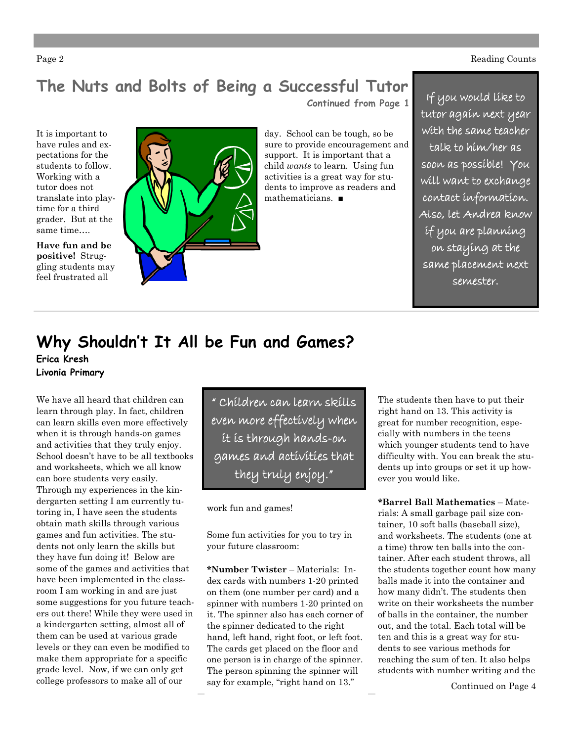## The Nuts and Bolts of Being a Successful Tutor

**Continued from Page 1**

It is important to have rules and expectations for the students to follow. Working with a tutor does not translate into playtime for a third grader. But at the same time….

**Have fun and be positive!** Struggling students may feel frustrated all day. School can be tough, so be sure to provide encouragement and support. It is important that a child *wants* to learn. Using fun activities is a great way for students to improve as readers and mathematicians. ■

If you would like to tutor again next year with the same teacher talk to him/her as soon as possible! You will want to exchange contact information. Also, let Andrea know if you are planning on staying at the same placement next semester.

## Why Shouldn't It All be Fun and Games?

**Erica Kresh**
**Livonia Primary**

We have all heard that children can learn through play. In fact, children can learn skills even more effectively when it is through hands-on games and activities that they truly enjoy. School doesn't have to be all textbooks and worksheets, which we all know can bore students very easily. Through my experiences in the kindergarten setting I am currently tutoring in, I have seen the students obtain math skills through various games and fun activities. The students not only learn the skills but they have fun doing it! Below are some of the games and activities that have been implemented in the classroom I am working in and are just some suggestions for you future teachers out there! While they were used in a kindergarten setting, almost all of them can be used at various grade levels or they can even be modified to make them appropriate for a specific grade level. Now, if we can only get college professors to make all of our work fun and games!

" Children can learn skills even more effectively when it is through hands-on games and activities that they truly enjoy."

Some fun activities for you to try in your future classroom:

**\*Number Twister** – Materials: Index cards with numbers 1-20 printed on them (one number per card) and a spinner with numbers 1-20 printed on it. The spinner also has each corner of the spinner dedicated to the right hand, left hand, right foot, or left foot. The cards get placed on the floor and one person is in charge of the spinner. The person spinning the spinner will say for example, "right hand on 13." The students then have to put their right hand on 13. This activity is great for number recognition, especially with numbers in the teens which younger students tend to have difficulty with. You can break the students up into groups or set it up however you would like.

**\*Barrel Ball Mathematics** – Materials: A small garbage pail size container, 10 soft balls (baseball size), and worksheets. The students (one at a time) throw ten balls into the container. After each student throws, all the students together count how many balls made it into the container and how many didn't. The students then write on their worksheets the number of balls in the container, the number out, and the total. Each total will be ten and this is a great way for students to see various methods for reaching the sum of ten. It also helps students with number writing and the

Continued on Page 4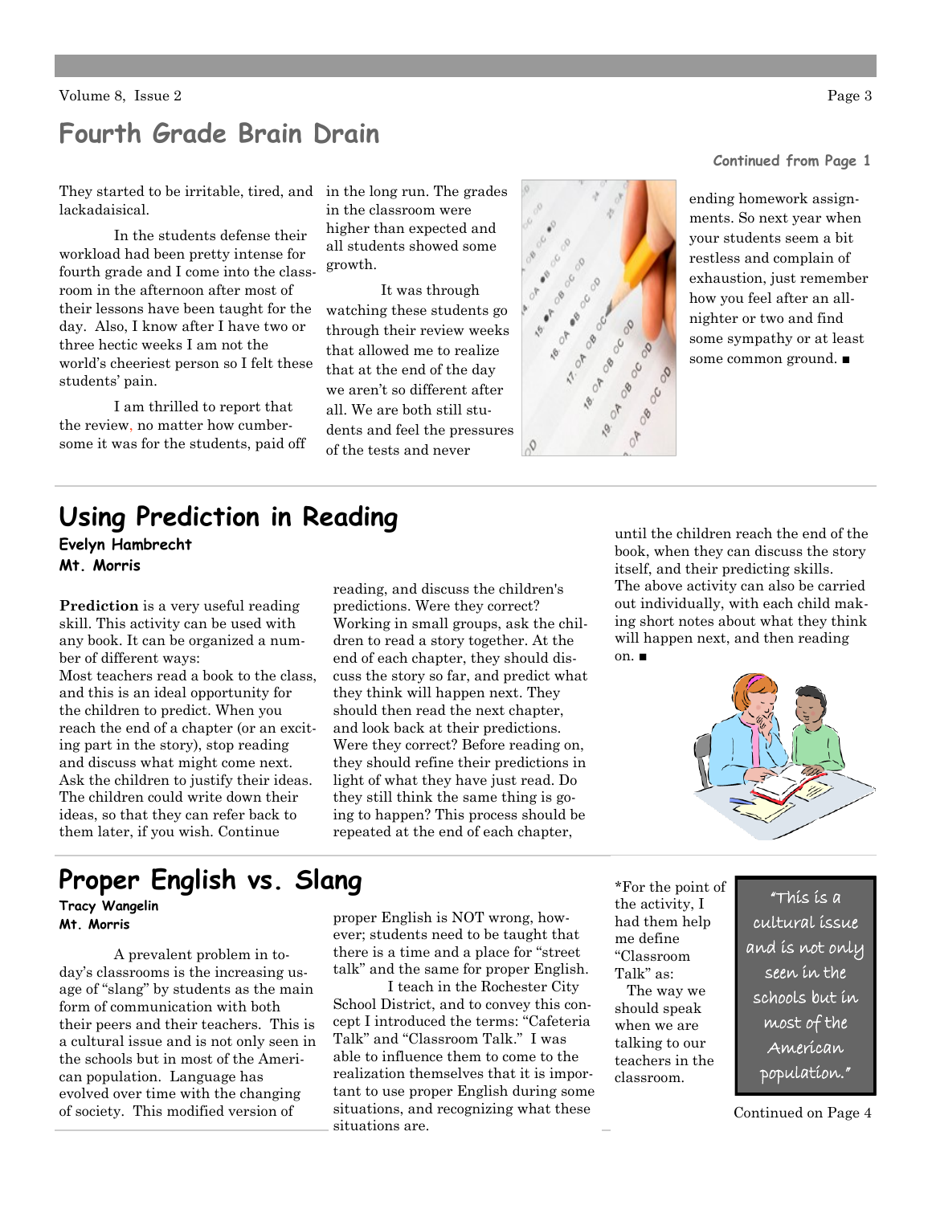## Fourth Grade Brain Drain

**Continued from Page 1**

They started to be irritable, tired, and lackadaisical.

In the students defense their workload had been pretty intense for fourth grade and I come into the classroom in the afternoon after most of their lessons have been taught for the day. Also, I know after I have two or three hectic weeks I am not the world's cheeriest person so I felt these students' pain.

I am thrilled to report that the review, no matter how cumbersome it was for the students, paid off in the long run. The grades in the classroom were higher than expected and all students showed some growth.

It was through watching these students go through their review weeks that allowed me to realize that at the end of the day we aren't so different after all. We are both still students and feel the pressures of the tests and never ending homework assignments. So next year when your students seem a bit restless and complain of exhaustion, just remember how you feel after an all-nighter or two and find some sympathy or at least some common ground. ■

## Using Prediction in Reading

**Evelyn Hambrecht**
**Mt. Morris**

**Prediction** is a very useful reading skill. This activity can be used with any book. It can be organized a number of different ways:

Most teachers read a book to the class, and this is an ideal opportunity for the children to predict. When you reach the end of a chapter (or an exciting part in the story), stop reading and discuss what might come next. Ask the children to justify their ideas. The children could write down their ideas, so that they can refer back to them later, if you wish. Continue reading, and discuss the children's predictions. Were they correct?

Working in small groups, ask the children to read a story together. At the end of each chapter, they should discuss the story so far, and predict what they think will happen next. They should then read the next chapter, and look back at their predictions. Were they correct? Before reading on, they should refine their predictions in light of what they have just read. Do they still think the same thing is going to happen? This process should be repeated at the end of each chapter, until the children reach the end of the book, when they can discuss the story itself, and their predicting skills.

The above activity can also be carried out individually, with each child making short notes about what they think will happen next, and then reading on. ■

## Proper English vs. Slang

**Tracy Wangelin**
**Mt. Morris**

A prevalent problem in today's classrooms is the increasing usage of "slang" by students as the main form of communication with both their peers and their teachers. This is a cultural issue and is not only seen in the schools but in most of the American population. Language has evolved over time with the changing of society. This modified version of proper English is NOT wrong, however; students need to be taught that there is a time and a place for "street talk" and the same for proper English.

I teach in the Rochester City School District, and to convey this concept I introduced the terms: "Cafeteria Talk" and "Classroom Talk." I was able to influence them to come to the realization themselves that it is important to use proper English during some situations, and recognizing what these situations are.

*For the point of the activity, I had them help me define "Classroom Talk" as:

The way we should speak when we are talking to our teachers in the classroom.

> "This is a cultural issue and is not only seen in the schools but in most of the American population."

Continued on Page 4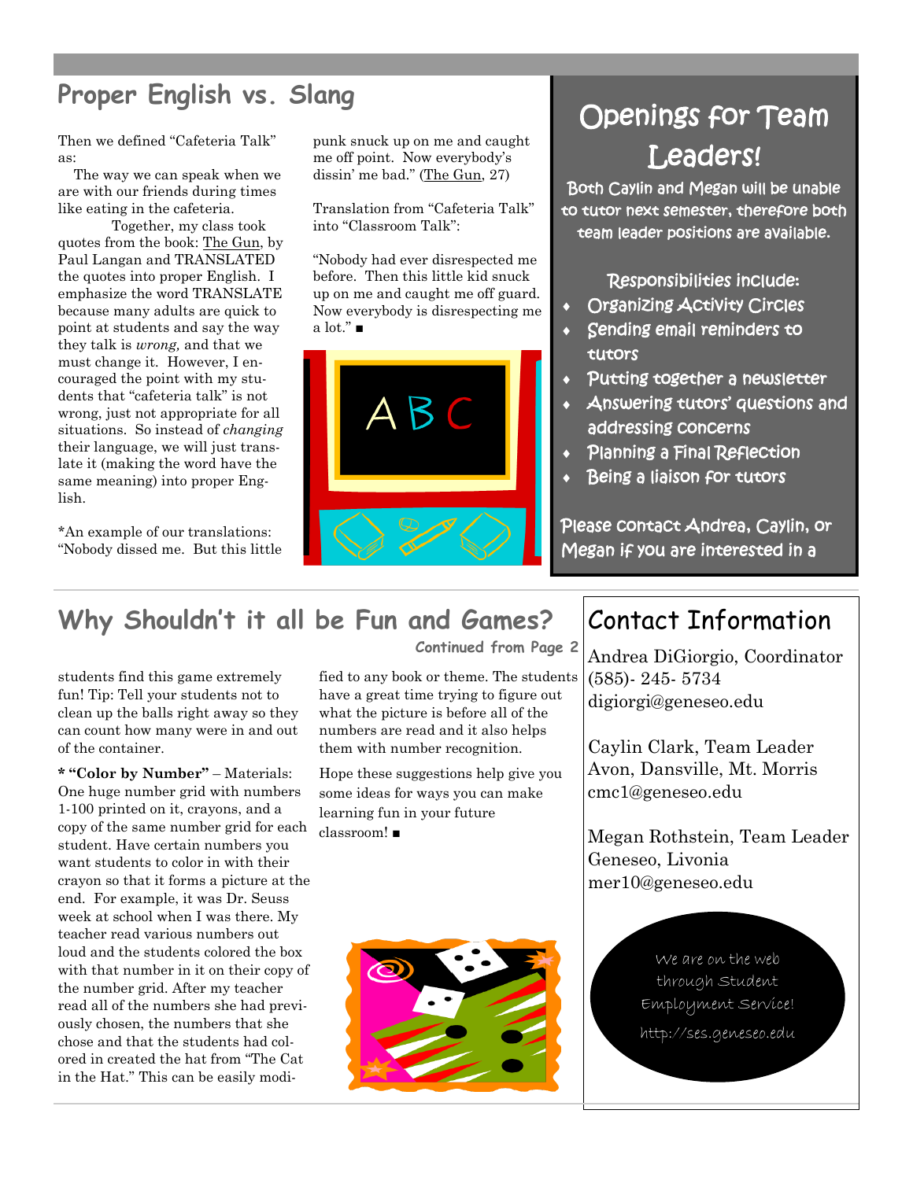## Proper English vs. Slang

Then we defined "Cafeteria Talk" as:

The way we can speak when we are with our friends during times like eating in the cafeteria.

Together, my class took quotes from the book: The Gun, by Paul Langan and TRANSLATED the quotes into proper English. I emphasize the word TRANSLATE because many adults are quick to point at students and say the way they talk is *wrong,* and that we must change it. However, I encouraged the point with my students that "cafeteria talk" is not wrong, just not appropriate for all situations. So instead of *changing* their language, we will just translate it (making the word have the same meaning) into proper English.

*An example of our translations: "Nobody dissed me. But this little punk snuck up on me and caught me off point. Now everybody's dissin' me bad." (The Gun, 27)

Translation from "Cafeteria Talk" into "Classroom Talk":

"Nobody had ever disrespected me before. Then this little kid snuck up on me and caught me off guard. Now everybody is disrespecting me a lot." ■

## Openings for Team Leaders!

Both Caylin and Megan will be unable to tutor next semester, therefore both team leader positions are available.

Responsibilities include:

- Organizing Activity Circles
- Sending email reminders to tutors
- Putting together a newsletter
- Answering tutors' questions and addressing concerns
- Planning a Final Reflection
- Being a liaison for tutors

Please contact Andrea, Caylin, or Megan if you are interested in a

## Why Shouldn't it all be Fun and Games?

**Continued from Page 2**

students find this game extremely fun! Tip: Tell your students not to clean up the balls right away so they can count how many were in and out of the container.

*** "Color by Number"** – Materials: One huge number grid with numbers 1-100 printed on it, crayons, and a copy of the same number grid for each student. Have certain numbers you want students to color in with their crayon so that it forms a picture at the end. For example, it was Dr. Seuss week at school when I was there. My teacher read various numbers out loud and the students colored the box with that number in it on their copy of the number grid. After my teacher read all of the numbers she had previously chosen, the numbers that she chose and that the students had colored in created the hat from "The Cat in the Hat." This can be easily modified to any book or theme. The students have a great time trying to figure out what the picture is before all of the numbers are read and it also helps them with number recognition.

Hope these suggestions help give you some ideas for ways you can make learning fun in your future classroom! ■

## Contact Information

Andrea DiGiorgio, Coordinator
(585)- 245- 5734
digiorgi@geneseo.edu

Caylin Clark, Team Leader
Avon, Dansville, Mt. Morris
cmc1@geneseo.edu

Megan Rothstein, Team Leader
Geneseo, Livonia
mer10@geneseo.edu

We are on the web through Student Employment Service!
http://ses.geneseo.edu